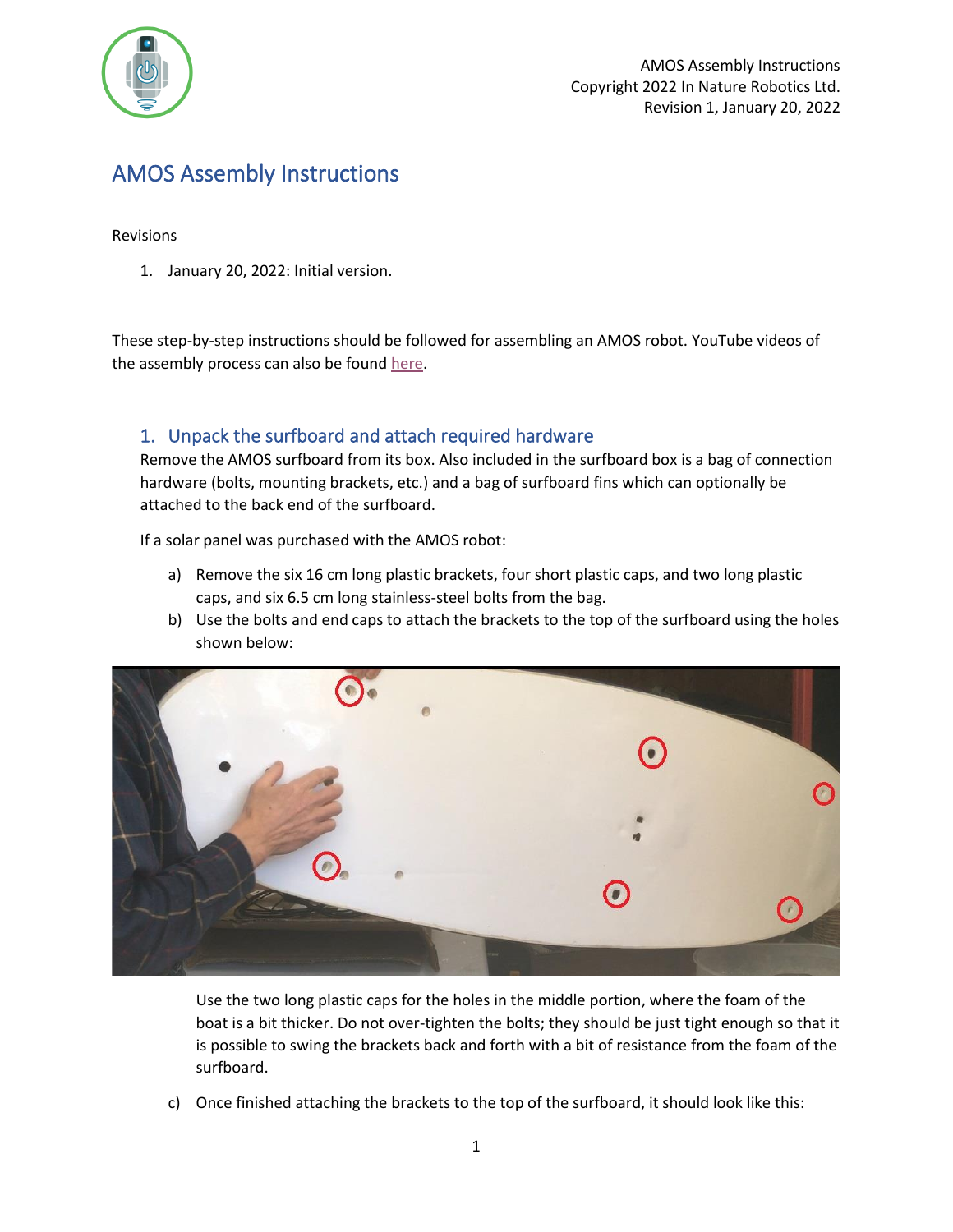# AMOS Assembly Instructions

Revisions

1. January 20, 2022: Initial version.

These step-by-step instructions should be followed for assembling an AMOS robot. YouTube videos of the assembly process can also be found here.

## 1. Unpack the surfboard and attach required hardware

Remove the AMOS surfboard from its box. Also included in the surfboard box is a bag of connection hardware (bolts, mounting brackets, etc.) and a bag of surfboard fins which can optionally be attached to the back end of the surfboard.

If a solar panel was purchased with the AMOS robot:

a) Remove the six 16 cm long plastic brackets, four short plastic caps, and two long plastic caps, and six 6.5 cm long stainless-steel bolts from the bag.

b) Use the bolts and end caps to attach the brackets to the top of the surfboard using the holes shown below:

Use the two long plastic caps for the holes in the middle portion, where the foam of the boat is a bit thicker. Do not over-tighten the bolts; they should be just tight enough so that it is possible to swing the brackets back and forth with a bit of resistance from the foam of the surfboard.

c) Once finished attaching the brackets to the top of the surfboard, it should look like this: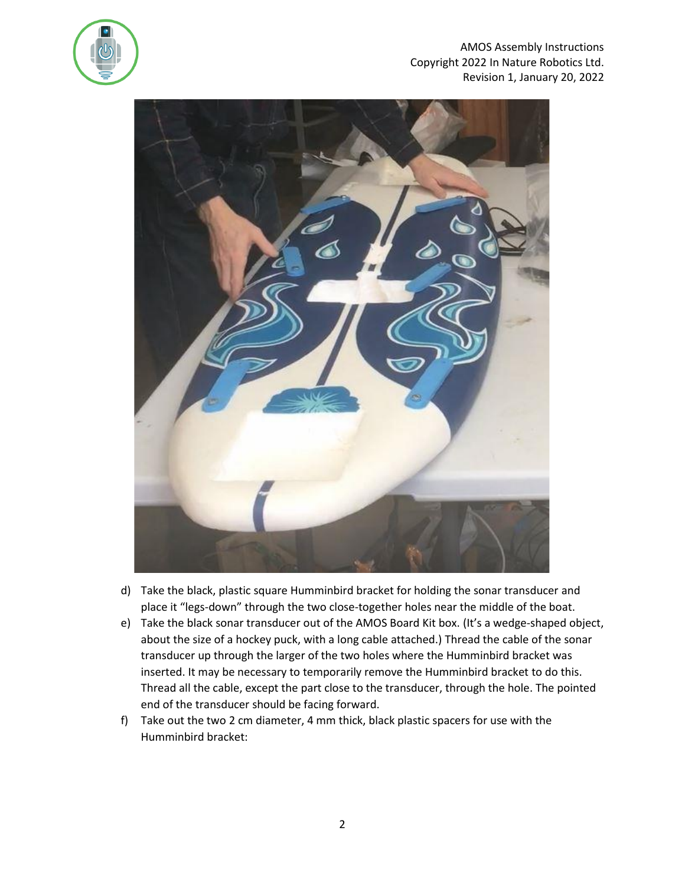d) Take the black, plastic square Humminbird bracket for holding the sonar transducer and place it "legs-down" through the two close-together holes near the middle of the boat.
e) Take the black sonar transducer out of the AMOS Board Kit box. (It's a wedge-shaped object, about the size of a hockey puck, with a long cable attached.) Thread the cable of the sonar transducer up through the larger of the two holes where the Humminbird bracket was inserted. It may be necessary to temporarily remove the Humminbird bracket to do this. Thread all the cable, except the part close to the transducer, through the hole. The pointed end of the transducer should be facing forward.
f) Take out the two 2 cm diameter, 4 mm thick, black plastic spacers for use with the Humminbird bracket: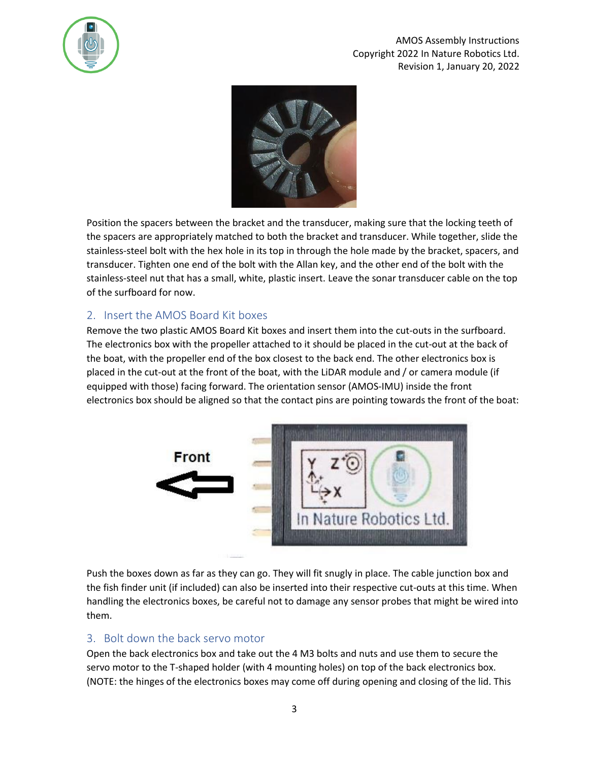Position the spacers between the bracket and the transducer, making sure that the locking teeth of the spacers are appropriately matched to both the bracket and transducer. While together, slide the stainless-steel bolt with the hex hole in its top in through the hole made by the bracket, spacers, and transducer. Tighten one end of the bolt with the Allan key, and the other end of the bolt with the stainless-steel nut that has a small, white, plastic insert. Leave the sonar transducer cable on the top of the surfboard for now.

## 2. Insert the AMOS Board Kit boxes

Remove the two plastic AMOS Board Kit boxes and insert them into the cut-outs in the surfboard. The electronics box with the propeller attached to it should be placed in the cut-out at the back of the boat, with the propeller end of the box closest to the back end. The other electronics box is placed in the cut-out at the front of the boat, with the LiDAR module and / or camera module (if equipped with those) facing forward. The orientation sensor (AMOS-IMU) inside the front electronics box should be aligned so that the contact pins are pointing towards the front of the boat:

Push the boxes down as far as they can go. They will fit snugly in place. The cable junction box and the fish finder unit (if included) can also be inserted into their respective cut-outs at this time. When handling the electronics boxes, be careful not to damage any sensor probes that might be wired into them.

## 3. Bolt down the back servo motor

Open the back electronics box and take out the 4 M3 bolts and nuts and use them to secure the servo motor to the T-shaped holder (with 4 mounting holes) on top of the back electronics box. (NOTE: the hinges of the electronics boxes may come off during opening and closing of the lid. This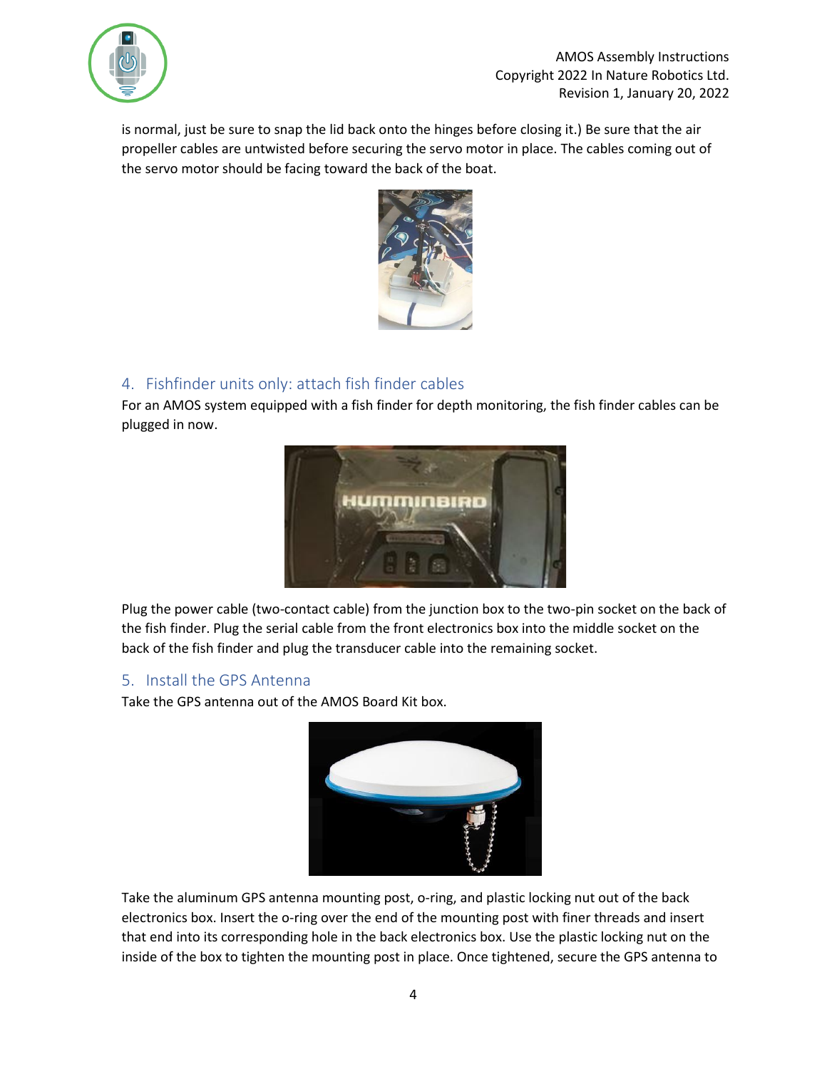is normal, just be sure to snap the lid back onto the hinges before closing it.) Be sure that the air propeller cables are untwisted before securing the servo motor in place. The cables coming out of the servo motor should be facing toward the back of the boat.

## 4. Fishfinder units only: attach fish finder cables

For an AMOS system equipped with a fish finder for depth monitoring, the fish finder cables can be plugged in now.

Plug the power cable (two-contact cable) from the junction box to the two-pin socket on the back of the fish finder. Plug the serial cable from the front electronics box into the middle socket on the back of the fish finder and plug the transducer cable into the remaining socket.

## 5. Install the GPS Antenna

Take the GPS antenna out of the AMOS Board Kit box.

Take the aluminum GPS antenna mounting post, o-ring, and plastic locking nut out of the back electronics box. Insert the o-ring over the end of the mounting post with finer threads and insert that end into its corresponding hole in the back electronics box. Use the plastic locking nut on the inside of the box to tighten the mounting post in place. Once tightened, secure the GPS antenna to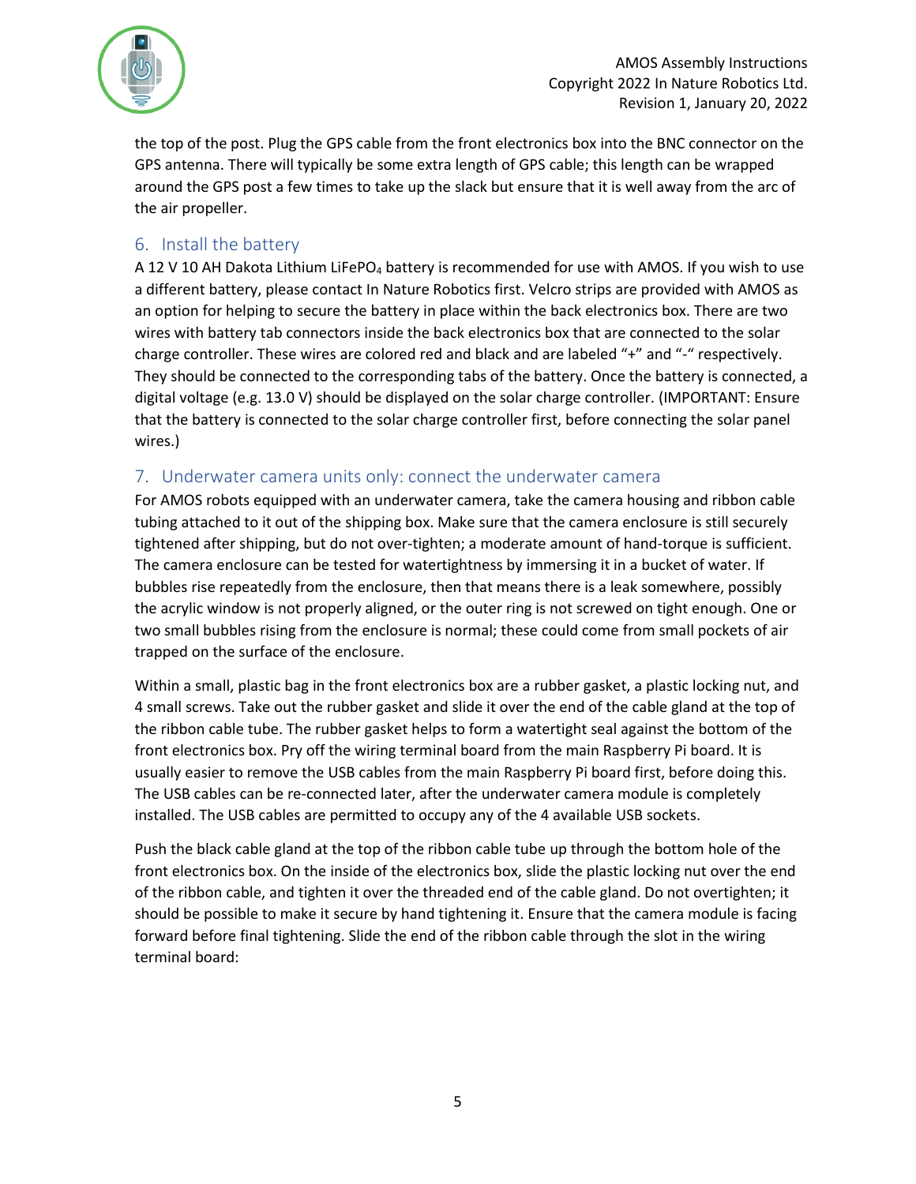the top of the post. Plug the GPS cable from the front electronics box into the BNC connector on the GPS antenna. There will typically be some extra length of GPS cable; this length can be wrapped around the GPS post a few times to take up the slack but ensure that it is well away from the arc of the air propeller.

## 6. Install the battery

A 12 V 10 AH Dakota Lithium $LiFePO_4$ battery is recommended for use with AMOS. If you wish to use a different battery, please contact In Nature Robotics first. Velcro strips are provided with AMOS as an option for helping to secure the battery in place within the back electronics box. There are two wires with battery tab connectors inside the back electronics box that are connected to the solar charge controller. These wires are colored red and black and are labeled "+" and "-" respectively. They should be connected to the corresponding tabs of the battery. Once the battery is connected, a digital voltage (e.g. 13.0 V) should be displayed on the solar charge controller. (IMPORTANT: Ensure that the battery is connected to the solar charge controller first, before connecting the solar panel wires.)

## 7. Underwater camera units only: connect the underwater camera

For AMOS robots equipped with an underwater camera, take the camera housing and ribbon cable tubing attached to it out of the shipping box. Make sure that the camera enclosure is still securely tightened after shipping, but do not over-tighten; a moderate amount of hand-torque is sufficient. The camera enclosure can be tested for watertightness by immersing it in a bucket of water. If bubbles rise repeatedly from the enclosure, then that means there is a leak somewhere, possibly the acrylic window is not properly aligned, or the outer ring is not screwed on tight enough. One or two small bubbles rising from the enclosure is normal; these could come from small pockets of air trapped on the surface of the enclosure.

Within a small, plastic bag in the front electronics box are a rubber gasket, a plastic locking nut, and 4 small screws. Take out the rubber gasket and slide it over the end of the cable gland at the top of the ribbon cable tube. The rubber gasket helps to form a watertight seal against the bottom of the front electronics box. Pry off the wiring terminal board from the main Raspberry Pi board. It is usually easier to remove the USB cables from the main Raspberry Pi board first, before doing this. The USB cables can be re-connected later, after the underwater camera module is completely installed. The USB cables are permitted to occupy any of the 4 available USB sockets.

Push the black cable gland at the top of the ribbon cable tube up through the bottom hole of the front electronics box. On the inside of the electronics box, slide the plastic locking nut over the end of the ribbon cable, and tighten it over the threaded end of the cable gland. Do not overtighten; it should be possible to make it secure by hand tightening it. Ensure that the camera module is facing forward before final tightening. Slide the end of the ribbon cable through the slot in the wiring terminal board: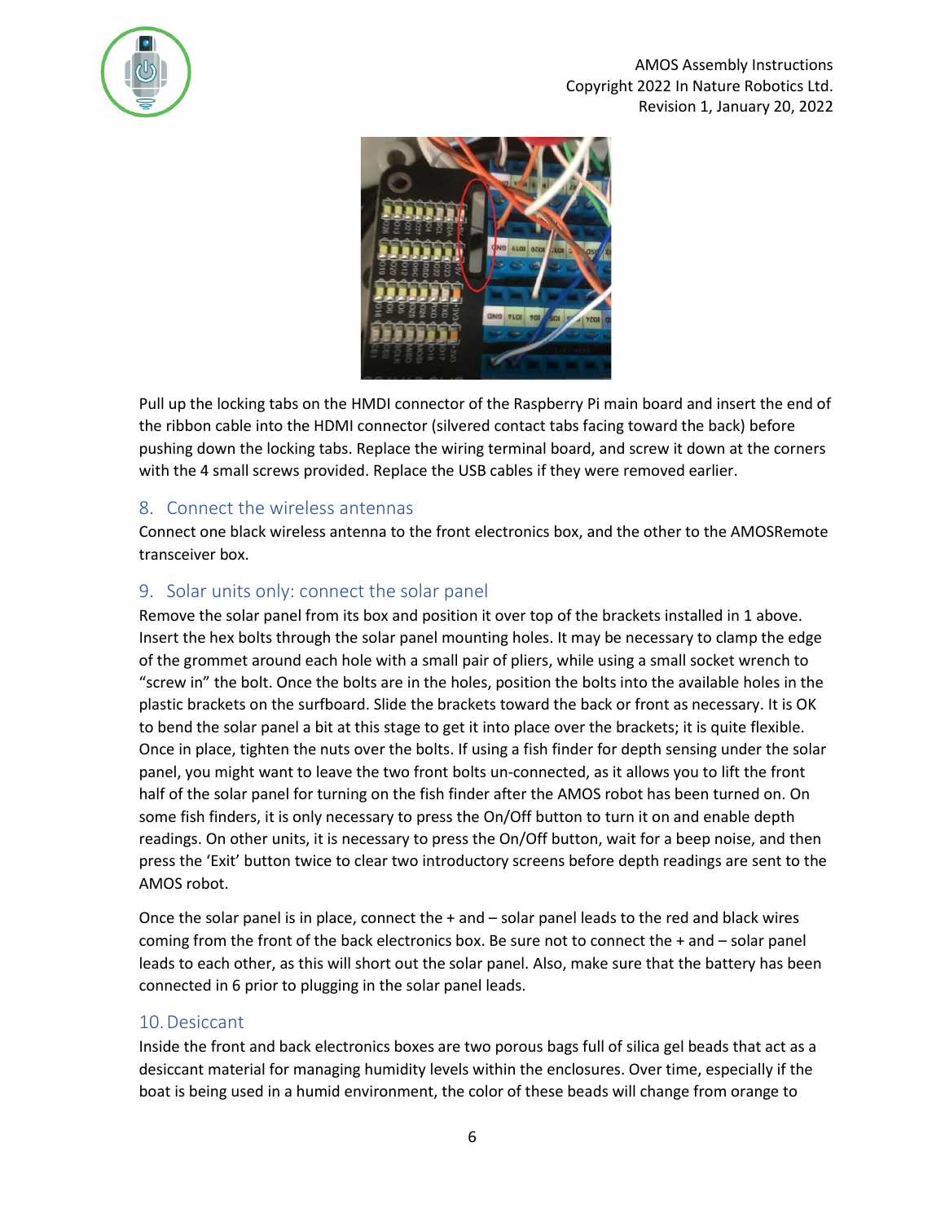Pull up the locking tabs on the HMDI connector of the Raspberry Pi main board and insert the end of the ribbon cable into the HDMI connector (silvered contact tabs facing toward the back) before pushing down the locking tabs. Replace the wiring terminal board, and screw it down at the corners with the 4 small screws provided. Replace the USB cables if they were removed earlier.

## 8. Connect the wireless antennas

Connect one black wireless antenna to the front electronics box, and the other to the AMOSRemote transceiver box.

## 9. Solar units only: connect the solar panel

Remove the solar panel from its box and position it over top of the brackets installed in 1 above. Insert the hex bolts through the solar panel mounting holes. It may be necessary to clamp the edge of the grommet around each hole with a small pair of pliers, while using a small socket wrench to "screw in" the bolt. Once the bolts are in the holes, position the bolts into the available holes in the plastic brackets on the surfboard. Slide the brackets toward the back or front as necessary. It is OK to bend the solar panel a bit at this stage to get it into place over the brackets; it is quite flexible. Once in place, tighten the nuts over the bolts. If using a fish finder for depth sensing under the solar panel, you might want to leave the two front bolts un-connected, as it allows you to lift the front half of the solar panel for turning on the fish finder after the AMOS robot has been turned on. On some fish finders, it is only necessary to press the On/Off button to turn it on and enable depth readings. On other units, it is necessary to press the On/Off button, wait for a beep noise, and then press the 'Exit' button twice to clear two introductory screens before depth readings are sent to the AMOS robot.

Once the solar panel is in place, connect the + and – solar panel leads to the red and black wires coming from the front of the back electronics box. Be sure not to connect the + and – solar panel leads to each other, as this will short out the solar panel. Also, make sure that the battery has been connected in 6 prior to plugging in the solar panel leads.

## 10. Desiccant

Inside the front and back electronics boxes are two porous bags full of silica gel beads that act as a desiccant material for managing humidity levels within the enclosures. Over time, especially if the boat is being used in a humid environment, the color of these beads will change from orange to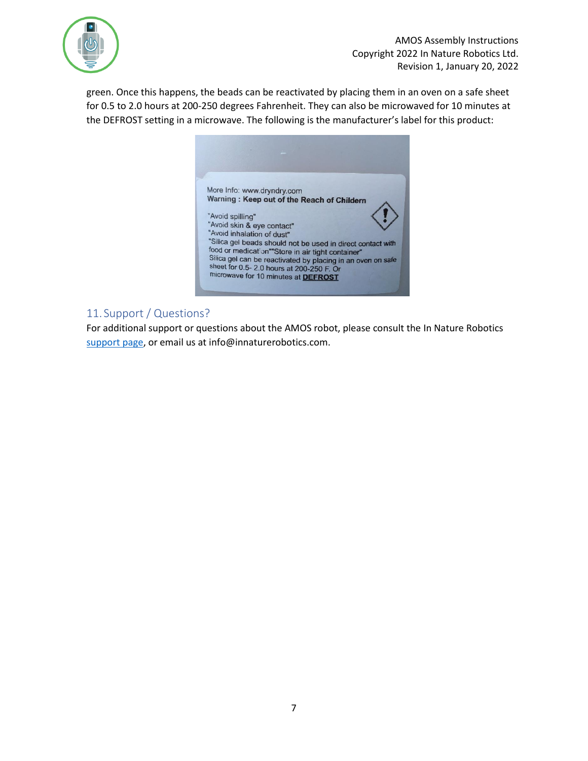green. Once this happens, the beads can be reactivated by placing them in an oven on a safe sheet for 0.5 to 2.0 hours at 200-250 degrees Fahrenheit. They can also be microwaved for 10 minutes at the DEFROST setting in a microwave. The following is the manufacturer's label for this product:

More Info: www.dryndry.com
Warning : **Keep out of the Reach of Childern**

"Avoid spilling"
"Avoid skin & eye contact"
"Avoid inhalation of dust"
"Silica gel beads should not be used in direct contact with food or medication""Store in air tight container"
Silica gel can be reactivated by placing in an oven on safe sheet for 0.5- 2.0 hours at 200-250 F. Or microwave for 10 minutes at **DEFROST**

## 11. Support / Questions?

For additional support or questions about the AMOS robot, please consult the In Nature Robotics support page, or email us at info@innaturerobotics.com.